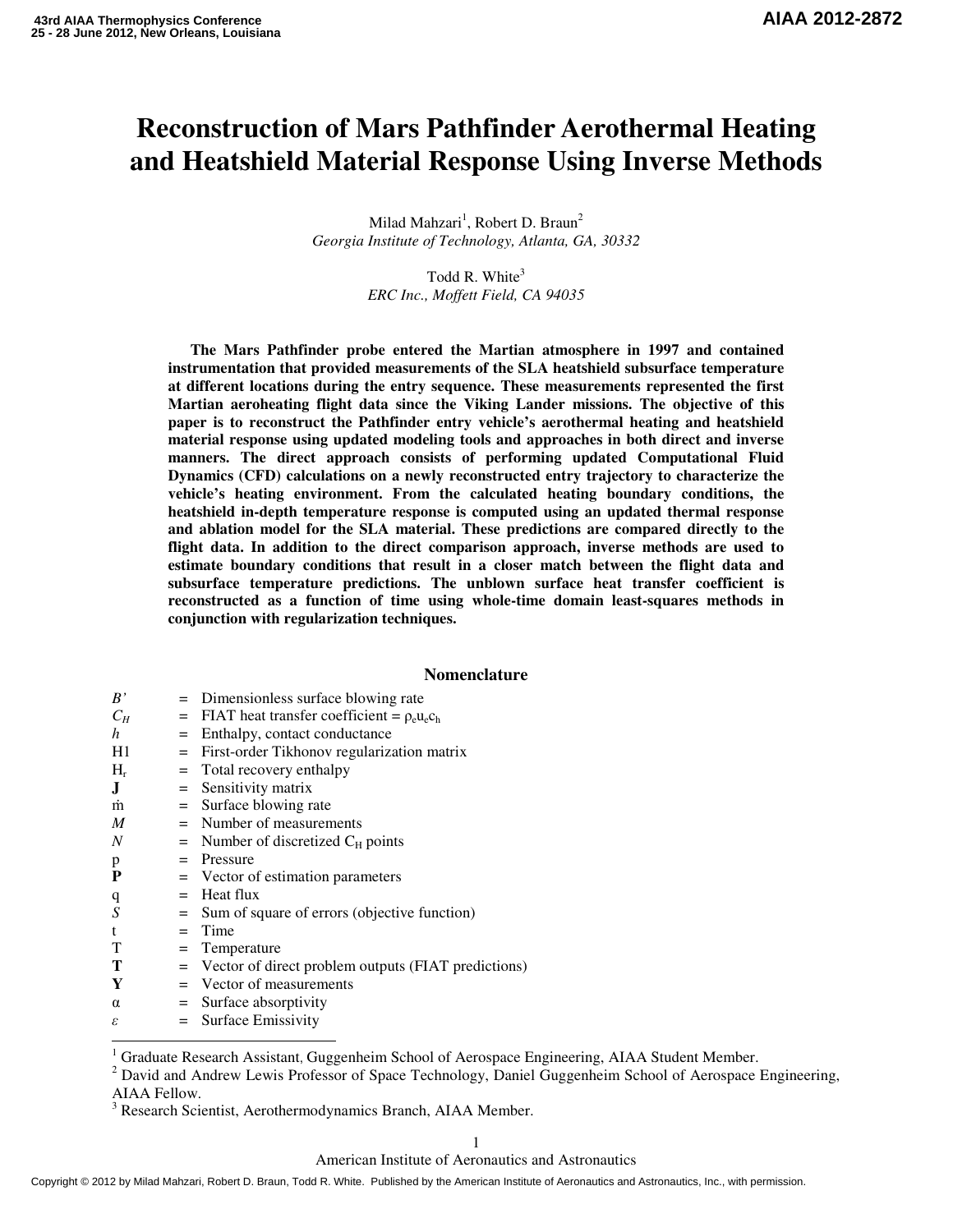# Reconstruction of Mars Pathfinder Aerothermal Heating and Heatshield Material Response Using Inverse Methods

Milad Mahzari[1], Robert D. Braun[2]
*Georgia Institute of Technology, Atlanta, GA, 30332*

Todd R. White[3]
*ERC Inc., Moffett Field, CA 94035*

**The Mars Pathfinder probe entered the Martian atmosphere in 1997 and contained instrumentation that provided measurements of the SLA heatshield subsurface temperature at different locations during the entry sequence. These measurements represented the first Martian aeroheating flight data since the Viking Lander missions. The objective of this paper is to reconstruct the Pathfinder entry vehicle's aerothermal heating and heatshield material response using updated modeling tools and approaches in both direct and inverse manners. The direct approach consists of performing updated Computational Fluid Dynamics (CFD) calculations on a newly reconstructed entry trajectory to characterize the vehicle's heating environment. From the calculated heating boundary conditions, the heatshield in-depth temperature response is computed using an updated thermal response and ablation model for the SLA material. These predictions are compared directly to the flight data. In addition to the direct comparison approach, inverse methods are used to estimate boundary conditions that result in a closer match between the flight data and subsurface temperature predictions. The unblown surface heat transfer coefficient is reconstructed as a function of time using whole-time domain least-squares methods in conjunction with regularization techniques.**

## Nomenclature

| | | |
|---|---|---|
| $B'$ | = | Dimensionless surface blowing rate |
| $C_H$ | = | FIAT heat transfer coefficient = $\rho_e u_e c_h$ |
| $h$ | = | Enthalpy, contact conductance |
| H1 | = | First-order Tikhonov regularization matrix |
| $H_r$ | = | Total recovery enthalpy |
| $\mathbf{J}$ | = | Sensitivity matrix |
| $\dot{m}$ | = | Surface blowing rate |
| $M$ | = | Number of measurements |
| $N$ | = | Number of discretized $C_H$ points |
| p | = | Pressure |
| $\mathbf{P}$ | = | Vector of estimation parameters |
| q | = | Heat flux |
| $S$ | = | Sum of square of errors (objective function) |
| t | = | Time |
| T | = | Temperature |
| $\mathbf{T}$ | = | Vector of direct problem outputs (FIAT predictions) |
| $\mathbf{Y}$ | = | Vector of measurements |
| $\alpha$ | = | Surface absorptivity |
| $\varepsilon$ | = | Surface Emissivity |

---

[1] Graduate Research Assistant, Guggenheim School of Aerospace Engineering, AIAA Student Member.
[2] David and Andrew Lewis Professor of Space Technology, Daniel Guggenheim School of Aerospace Engineering, AIAA Fellow.
[3] Research Scientist, Aerothermodynamics Branch, AIAA Member.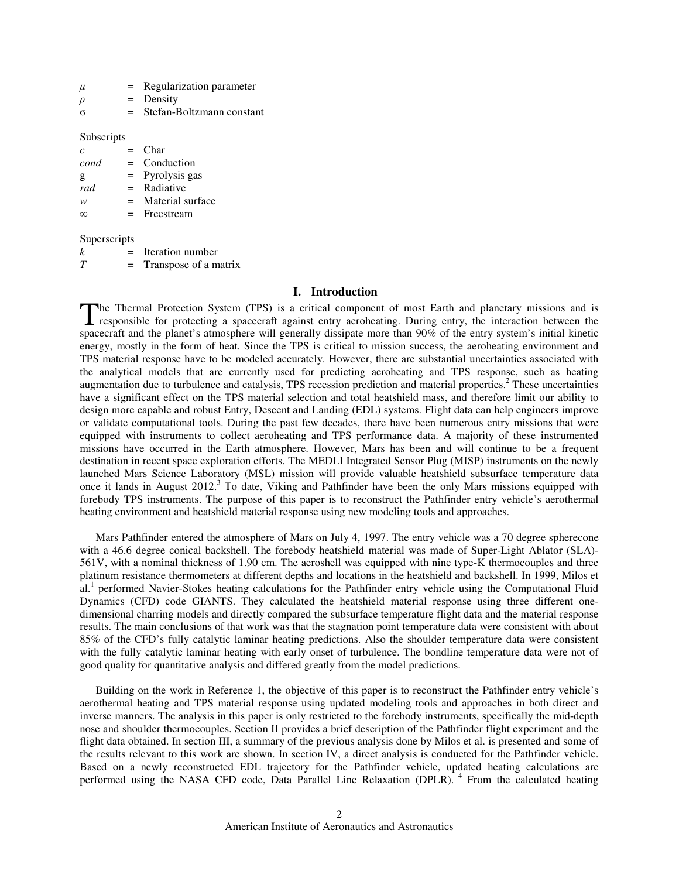| | | |
|---|---|---|
| $\mu$ | = | Regularization parameter |
| $\rho$ | = | Density |
| $\sigma$ | = | Stefan-Boltzmann constant |

Subscripts

| | | |
|---|---|---|
| $c$ | = | Char |
| $cond$ | = | Conduction |
| g | = | Pyrolysis gas |
| $rad$ | = | Radiative |
| $w$ | = | Material surface |
| $\infty$ | = | Freestream |

Superscripts

| | | |
|---|---|---|
| $k$ | = | Iteration number |
| $T$ | = | Transpose of a matrix |

## I. Introduction

The Thermal Protection System (TPS) is a critical component of most Earth and planetary missions and is responsible for protecting a spacecraft against entry aeroheating. During entry, the interaction between the spacecraft and the planet's atmosphere will generally dissipate more than 90% of the entry system's initial kinetic energy, mostly in the form of heat. Since the TPS is critical to mission success, the aeroheating environment and TPS material response have to be modeled accurately. However, there are substantial uncertainties associated with the analytical models that are currently used for predicting aeroheating and TPS response, such as heating augmentation due to turbulence and catalysis, TPS recession prediction and material properties.[2] These uncertainties have a significant effect on the TPS material selection and total heatshield mass, and therefore limit our ability to design more capable and robust Entry, Descent and Landing (EDL) systems. Flight data can help engineers improve or validate computational tools. During the past few decades, there have been numerous entry missions that were equipped with instruments to collect aeroheating and TPS performance data. A majority of these instrumented missions have occurred in the Earth atmosphere. However, Mars has been and will continue to be a frequent destination in recent space exploration efforts. The MEDLI Integrated Sensor Plug (MISP) instruments on the newly launched Mars Science Laboratory (MSL) mission will provide valuable heatshield subsurface temperature data once it lands in August 2012.[3] To date, Viking and Pathfinder have been the only Mars missions equipped with forebody TPS instruments. The purpose of this paper is to reconstruct the Pathfinder entry vehicle's aerothermal heating environment and heatshield material response using new modeling tools and approaches.

Mars Pathfinder entered the atmosphere of Mars on July 4, 1997. The entry vehicle was a 70 degree spherecone with a 46.6 degree conical backshell. The forebody heatshield material was made of Super-Light Ablator (SLA)-561V, with a nominal thickness of 1.90 cm. The aeroshell was equipped with nine type-K thermocouples and three platinum resistance thermometers at different depths and locations in the heatshield and backshell. In 1999, Milos et al.[1] performed Navier-Stokes heating calculations for the Pathfinder entry vehicle using the Computational Fluid Dynamics (CFD) code GIANTS. They calculated the heatshield material response using three different one-dimensional charring models and directly compared the subsurface temperature flight data and the material response results. The main conclusions of that work was that the stagnation point temperature data were consistent with about 85% of the CFD's fully catalytic laminar heating predictions. Also the shoulder temperature data were consistent with the fully catalytic laminar heating with early onset of turbulence. The bondline temperature data were not of good quality for quantitative analysis and differed greatly from the model predictions.

Building on the work in Reference 1, the objective of this paper is to reconstruct the Pathfinder entry vehicle's aerothermal heating and TPS material response using updated modeling tools and approaches in both direct and inverse manners. The analysis in this paper is only restricted to the forebody instruments, specifically the mid-depth nose and shoulder thermocouples. Section II provides a brief description of the Pathfinder flight experiment and the flight data obtained. In section III, a summary of the previous analysis done by Milos et al. is presented and some of the results relevant to this work are shown. In section IV, a direct analysis is conducted for the Pathfinder vehicle. Based on a newly reconstructed EDL trajectory for the Pathfinder vehicle, updated heating calculations are performed using the NASA CFD code, Data Parallel Line Relaxation (DPLR).[4] From the calculated heating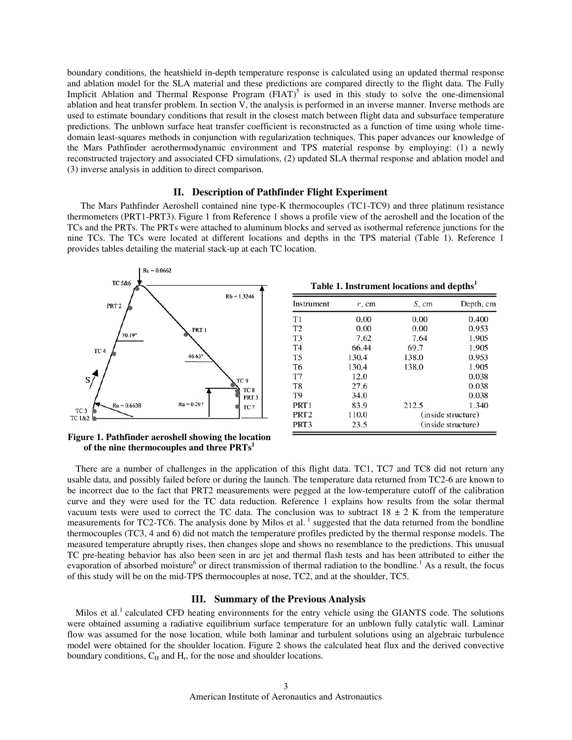boundary conditions, the heatshield in-depth temperature response is calculated using an updated thermal response and ablation model for the SLA material and these predictions are compared directly to the flight data. The Fully Implicit Ablation and Thermal Response Program (FIAT)[5] is used in this study to solve the one-dimensional ablation and heat transfer problem. In section V, the analysis is performed in an inverse manner. Inverse methods are used to estimate boundary conditions that result in the closest match between flight data and subsurface temperature predictions. The unblown surface heat transfer coefficient is reconstructed as a function of time using whole time-domain least-squares methods in conjunction with regularization techniques. This paper advances our knowledge of the Mars Pathfinder aerothermodynamic environment and TPS material response by employing: (1) a newly reconstructed trajectory and associated CFD simulations, (2) updated SLA thermal response and ablation model and (3) inverse analysis in addition to direct comparison.

## II. Description of Pathfinder Flight Experiment

The Mars Pathfinder Aeroshell contained nine type-K thermocouples (TC1-TC9) and three platinum resistance thermometers (PRT1-PRT3). Figure 1 from Reference 1 shows a profile view of the aeroshell and the location of the TCs and the PRTs. The PRTs were attached to aluminum blocks and served as isothermal reference junctions for the nine TCs. The TCs were located at different locations and depths in the TPS material (Table 1). Reference 1 provides tables detailing the material stack-up at each TC location.

**Figure 1. Pathfinder aeroshell showing the location of the nine thermocouples and three PRTs[1]**

**Table 1. Instrument locations and depths[1]**

| Instrument | $r$, cm | $S$, cm | Depth, cm |
|---|---|---|---|
| T1 | 0.00 | 0.00 | 0.400 |
| T2 | 0.00 | 0.00 | 0.953 |
| T3 | 7.62 | 7.64 | 1.905 |
| T4 | 66.44 | 69.7 | 1.905 |
| T5 | 130.4 | 138.0 | 0.953 |
| T6 | 130.4 | 138.0 | 1.905 |
| T7 | 12.0 | | 0.038 |
| T8 | 27.6 | | 0.038 |
| T9 | 34.0 | | 0.038 |
| PRT1 | 83.9 | 212.5 | 1.340 |
| PRT2 | 110.0 | (inside structure) | |
| PRT3 | 23.5 | (inside structure) | |

There are a number of challenges in the application of this flight data. TC1, TC7 and TC8 did not return any usable data, and possibly failed before or during the launch. The temperature data returned from TC2-6 are known to be incorrect due to the fact that PRT2 measurements were pegged at the low-temperature cutoff of the calibration curve and they were used for the TC data reduction. Reference 1 explains how results from the solar thermal vacuum tests were used to correct the TC data. The conclusion was to subtract 18 ± 2 K from the temperature measurements for TC2-TC6. The analysis done by Milos et al. [1] suggested that the data returned from the bondline thermocouples (TC3, 4 and 6) did not match the temperature profiles predicted by the thermal response models. The measured temperature abruptly rises, then changes slope and shows no resemblance to the predictions. This unusual TC pre-heating behavior has also been seen in arc jet and thermal flash tests and has been attributed to either the evaporation of absorbed moisture[6] or direct transmission of thermal radiation to the bondline.[1] As a result, the focus of this study will be on the mid-TPS thermocouples at nose, TC2, and at the shoulder, TC5.

## III. Summary of the Previous Analysis

Milos et al.[1] calculated CFD heating environments for the entry vehicle using the GIANTS code. The solutions were obtained assuming a radiative equilibrium surface temperature for an unblown fully catalytic wall. Laminar flow was assumed for the nose location, while both laminar and turbulent solutions using an algebraic turbulence model were obtained for the shoulder location. Figure 2 shows the calculated heat flux and the derived convective boundary conditions, $C_H$ and $H_r$, for the nose and shoulder locations.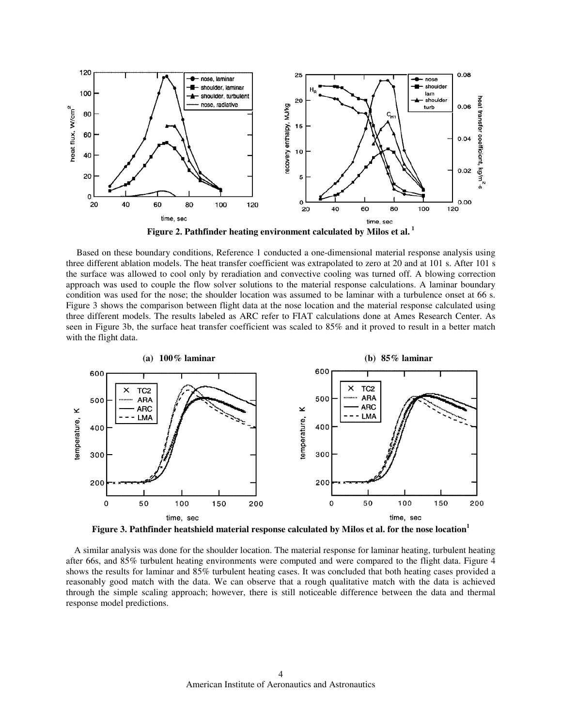Figure 2. Pathfinder heating environment calculated by Milos et al.[1]

Based on these boundary conditions, Reference 1 conducted a one-dimensional material response analysis using three different ablation models. The heat transfer coefficient was extrapolated to zero at 20 and at 101 s. After 101 s the surface was allowed to cool only by reradiation and convective cooling was turned off. A blowing correction approach was used to couple the flow solver solutions to the material response calculations. A laminar boundary condition was used for the nose; the shoulder location was assumed to be laminar with a turbulence onset at 66 s. Figure 3 shows the comparison between flight data at the nose location and the material response calculated using three different models. The results labeled as ARC refer to FIAT calculations done at Ames Research Center. As seen in Figure 3b, the surface heat transfer coefficient was scaled to 85% and it proved to result in a better match with the flight data.

Figure 3. Pathfinder heatshield material response calculated by Milos et al. for the nose location[1]

A similar analysis was done for the shoulder location. The material response for laminar heating, turbulent heating after 66s, and 85% turbulent heating environments were computed and were compared to the flight data. Figure 4 shows the results for laminar and 85% turbulent heating cases. It was concluded that both heating cases provided a reasonably good match with the data. We can observe that a rough qualitative match with the data is achieved through the simple scaling approach; however, there is still noticeable difference between the data and thermal response model predictions.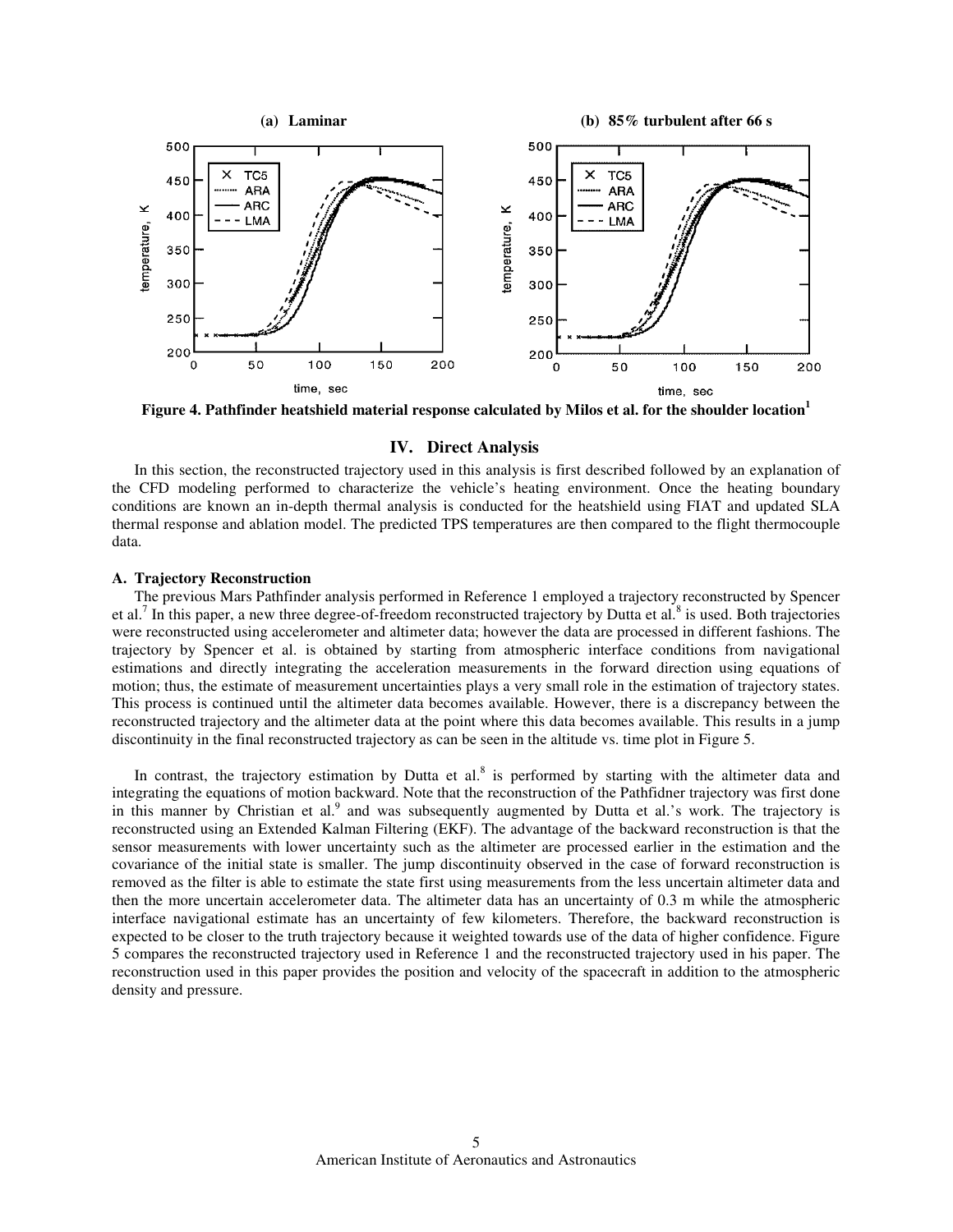**(a) Laminar** **(b) 85% turbulent after 66 s**

**Figure 4. Pathfinder heatshield material response calculated by Milos et al. for the shoulder location[1]**

## IV. Direct Analysis

In this section, the reconstructed trajectory used in this analysis is first described followed by an explanation of the CFD modeling performed to characterize the vehicle's heating environment. Once the heating boundary conditions are known an in-depth thermal analysis is conducted for the heatshield using FIAT and updated SLA thermal response and ablation model. The predicted TPS temperatures are then compared to the flight thermocouple data.

### A. Trajectory Reconstruction

The previous Mars Pathfinder analysis performed in Reference 1 employed a trajectory reconstructed by Spencer et al.[7] In this paper, a new three degree-of-freedom reconstructed trajectory by Dutta et al.[8] is used. Both trajectories were reconstructed using accelerometer and altimeter data; however the data are processed in different fashions. The trajectory by Spencer et al. is obtained by starting from atmospheric interface conditions from navigational estimations and directly integrating the acceleration measurements in the forward direction using equations of motion; thus, the estimate of measurement uncertainties plays a very small role in the estimation of trajectory states. This process is continued until the altimeter data becomes available. However, there is a discrepancy between the reconstructed trajectory and the altimeter data at the point where this data becomes available. This results in a jump discontinuity in the final reconstructed trajectory as can be seen in the altitude vs. time plot in Figure 5.

In contrast, the trajectory estimation by Dutta et al.[8] is performed by starting with the altimeter data and integrating the equations of motion backward. Note that the reconstruction of the Pathfidner trajectory was first done in this manner by Christian et al.[9] and was subsequently augmented by Dutta et al.'s work. The trajectory is reconstructed using an Extended Kalman Filtering (EKF). The advantage of the backward reconstruction is that the sensor measurements with lower uncertainty such as the altimeter are processed earlier in the estimation and the covariance of the initial state is smaller. The jump discontinuity observed in the case of forward reconstruction is removed as the filter is able to estimate the state first using measurements from the less uncertain altimeter data and then the more uncertain accelerometer data. The altimeter data has an uncertainty of 0.3 m while the atmospheric interface navigational estimate has an uncertainty of few kilometers. Therefore, the backward reconstruction is expected to be closer to the truth trajectory because it weighted towards use of the data of higher confidence. Figure 5 compares the reconstructed trajectory used in Reference 1 and the reconstructed trajectory used in his paper. The reconstruction used in this paper provides the position and velocity of the spacecraft in addition to the atmospheric density and pressure.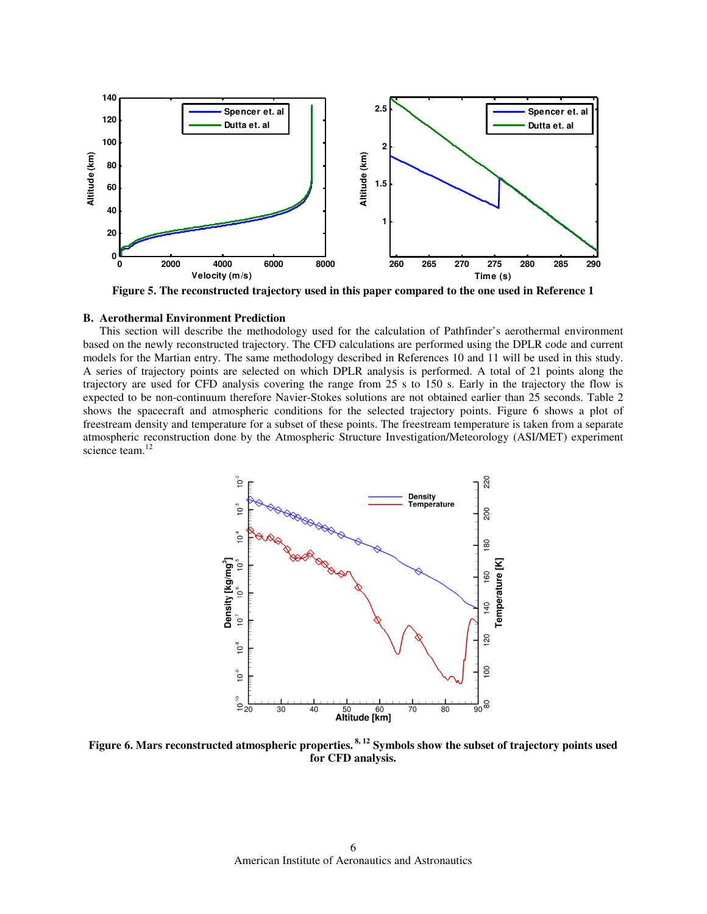Figure 5. The reconstructed trajectory used in this paper compared to the one used in Reference 1

### B. Aerothermal Environment Prediction

This section will describe the methodology used for the calculation of Pathfinder's aerothermal environment based on the newly reconstructed trajectory. The CFD calculations are performed using the DPLR code and current models for the Martian entry. The same methodology described in References 10 and 11 will be used in this study. A series of trajectory points are selected on which DPLR analysis is performed. A total of 21 points along the trajectory are used for CFD analysis covering the range from 25 s to 150 s. Early in the trajectory the flow is expected to be non-continuum therefore Navier-Stokes solutions are not obtained earlier than 25 seconds. Table 2 shows the spacecraft and atmospheric conditions for the selected trajectory points. Figure 6 shows a plot of freestream density and temperature for a subset of these points. The freestream temperature is taken from a separate atmospheric reconstruction done by the Atmospheric Structure Investigation/Meteorology (ASI/MET) experiment science team.[12]

**Figure 6. Mars reconstructed atmospheric properties.[8, 12] Symbols show the subset of trajectory points used for CFD analysis.**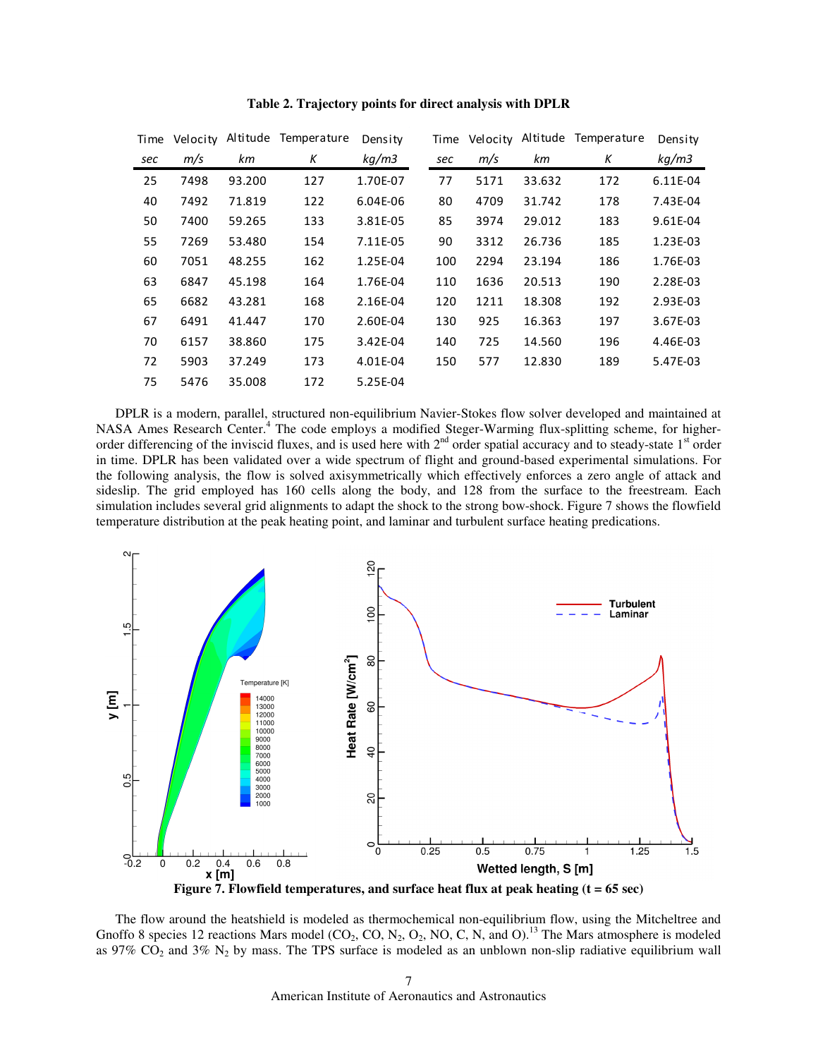**Table 2. Trajectory points for direct analysis with DPLR**

| Time | Velocity | Altitude | Temperature | Density | Time | Velocity | Altitude | Temperature | Density |
|---|---|---|---|---|---|---|---|---|---|
| *sec* | *m/s* | *km* | *K* | *kg/m3* | *sec* | *m/s* | *km* | *K* | *kg/m3* |
| 25 | 7498 | 93.200 | 127 | 1.70E-07 | 77 | 5171 | 33.632 | 172 | 6.11E-04 |
| 40 | 7492 | 71.819 | 122 | 6.04E-06 | 80 | 4709 | 31.742 | 178 | 7.43E-04 |
| 50 | 7400 | 59.265 | 133 | 3.81E-05 | 85 | 3974 | 29.012 | 183 | 9.61E-04 |
| 55 | 7269 | 53.480 | 154 | 7.11E-05 | 90 | 3312 | 26.736 | 185 | 1.23E-03 |
| 60 | 7051 | 48.255 | 162 | 1.25E-04 | 100 | 2294 | 23.194 | 186 | 1.76E-03 |
| 63 | 6847 | 45.198 | 164 | 1.76E-04 | 110 | 1636 | 20.513 | 190 | 2.28E-03 |
| 65 | 6682 | 43.281 | 168 | 2.16E-04 | 120 | 1211 | 18.308 | 192 | 2.93E-03 |
| 67 | 6491 | 41.447 | 170 | 2.60E-04 | 130 | 925 | 16.363 | 197 | 3.67E-03 |
| 70 | 6157 | 38.860 | 175 | 3.42E-04 | 140 | 725 | 14.560 | 196 | 4.46E-03 |
| 72 | 5903 | 37.249 | 173 | 4.01E-04 | 150 | 577 | 12.830 | 189 | 5.47E-03 |
| 75 | 5476 | 35.008 | 172 | 5.25E-04 | | | | | |

DPLR is a modern, parallel, structured non-equilibrium Navier-Stokes flow solver developed and maintained at NASA Ames Research Center.[4] The code employs a modified Steger-Warming flux-splitting scheme, for higher-order differencing of the inviscid fluxes, and is used here with 2nd order spatial accuracy and to steady-state 1st order in time. DPLR has been validated over a wide spectrum of flight and ground-based experimental simulations. For the following analysis, the flow is solved axisymmetrically which effectively enforces a zero angle of attack and sideslip. The grid employed has 160 cells along the body, and 128 from the surface to the freestream. Each simulation includes several grid alignments to adapt the shock to the strong bow-shock. Figure 7 shows the flowfield temperature distribution at the peak heating point, and laminar and turbulent surface heating predications.

**Figure 7. Flowfield temperatures, and surface heat flux at peak heating (t = 65 sec)**

The flow around the heatshield is modeled as thermochemical non-equilibrium flow, using the Mitcheltree and Gnoffo 8 species 12 reactions Mars model ($CO_2$, CO, $N_2$, $O_2$, NO, C, N, and O).[13] The Mars atmosphere is modeled as 97% $CO_2$ and 3% $N_2$ by mass. The TPS surface is modeled as an unblown non-slip radiative equilibrium wall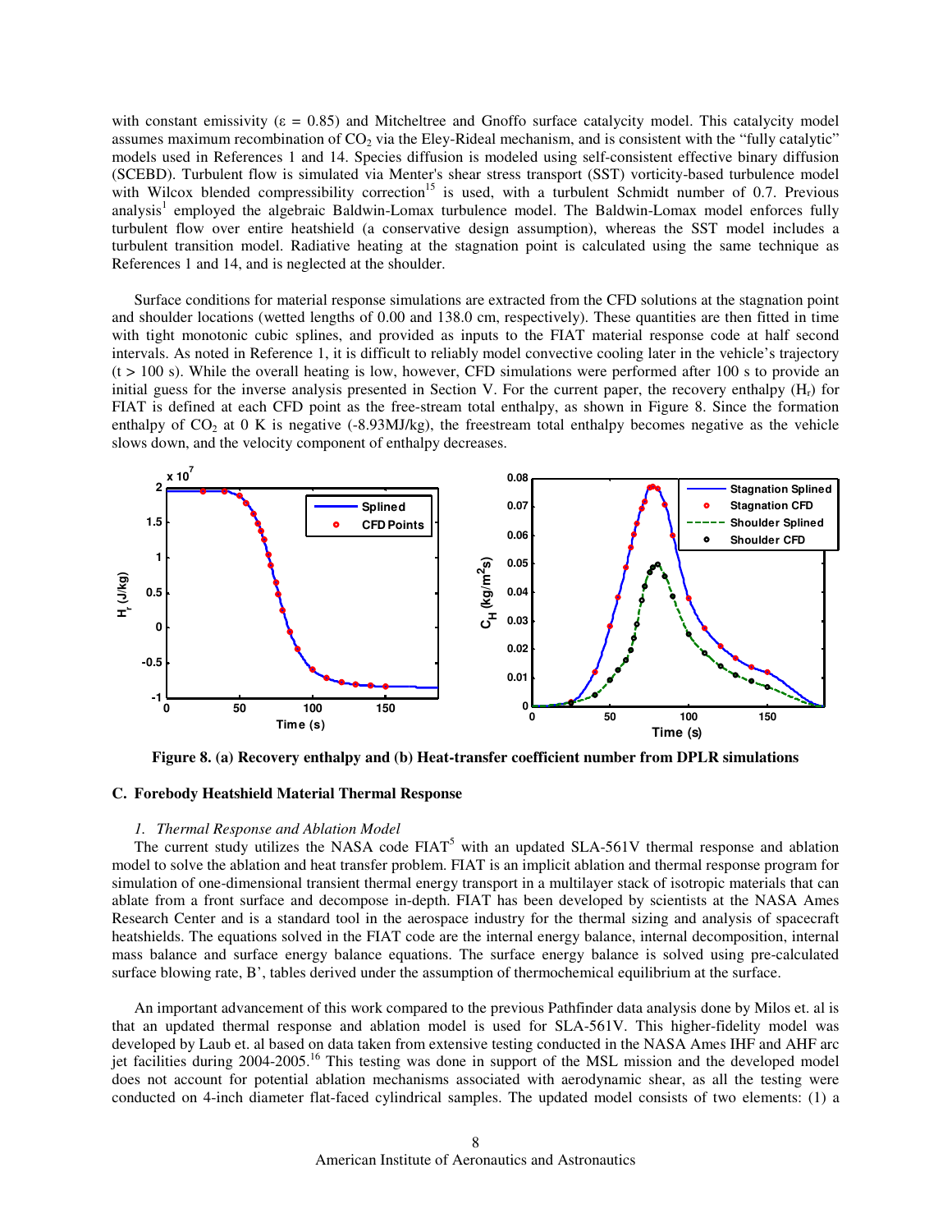with constant emissivity (ε = 0.85) and Mitcheltree and Gnoffo surface catalycity model. This catalycity model assumes maximum recombination of $CO_2$ via the Eley-Rideal mechanism, and is consistent with the "fully catalytic" models used in References 1 and 14. Species diffusion is modeled using self-consistent effective binary diffusion (SCEBD). Turbulent flow is simulated via Menter's shear stress transport (SST) vorticity-based turbulence model with Wilcox blended compressibility correction[15] is used, with a turbulent Schmidt number of 0.7. Previous analysis[1] employed the algebraic Baldwin-Lomax turbulence model. The Baldwin-Lomax model enforces fully turbulent flow over entire heatshield (a conservative design assumption), whereas the SST model includes a turbulent transition model. Radiative heating at the stagnation point is calculated using the same technique as References 1 and 14, and is neglected at the shoulder.

Surface conditions for material response simulations are extracted from the CFD solutions at the stagnation point and shoulder locations (wetted lengths of 0.00 and 138.0 cm, respectively). These quantities are then fitted in time with tight monotonic cubic splines, and provided as inputs to the FIAT material response code at half second intervals. As noted in Reference 1, it is difficult to reliably model convective cooling later in the vehicle's trajectory (t > 100 s). While the overall heating is low, however, CFD simulations were performed after 100 s to provide an initial guess for the inverse analysis presented in Section V. For the current paper, the recovery enthalpy ($H_r$) for FIAT is defined at each CFD point as the free-stream total enthalpy, as shown in Figure 8. Since the formation enthalpy of $CO_2$ at 0 K is negative (-8.93MJ/kg), the freestream total enthalpy becomes negative as the vehicle slows down, and the velocity component of enthalpy decreases.

**Figure 8. (a) Recovery enthalpy and (b) Heat-transfer coefficient number from DPLR simulations**

### C. Forebody Heatshield Material Thermal Response

#### *1. Thermal Response and Ablation Model*

The current study utilizes the NASA code FIAT[5] with an updated SLA-561V thermal response and ablation model to solve the ablation and heat transfer problem. FIAT is an implicit ablation and thermal response program for simulation of one-dimensional transient thermal energy transport in a multilayer stack of isotropic materials that can ablate from a front surface and decompose in-depth. FIAT has been developed by scientists at the NASA Ames Research Center and is a standard tool in the aerospace industry for the thermal sizing and analysis of spacecraft heatshields. The equations solved in the FIAT code are the internal energy balance, internal decomposition, internal mass balance and surface energy balance equations. The surface energy balance is solved using pre-calculated surface blowing rate, B', tables derived under the assumption of thermochemical equilibrium at the surface.

An important advancement of this work compared to the previous Pathfinder data analysis done by Milos et. al is that an updated thermal response and ablation model is used for SLA-561V. This higher-fidelity model was developed by Laub et. al based on data taken from extensive testing conducted in the NASA Ames IHF and AHF arc jet facilities during 2004-2005.[16] This testing was done in support of the MSL mission and the developed model does not account for potential ablation mechanisms associated with aerodynamic shear, as all the testing were conducted on 4-inch diameter flat-faced cylindrical samples. The updated model consists of two elements: (1) a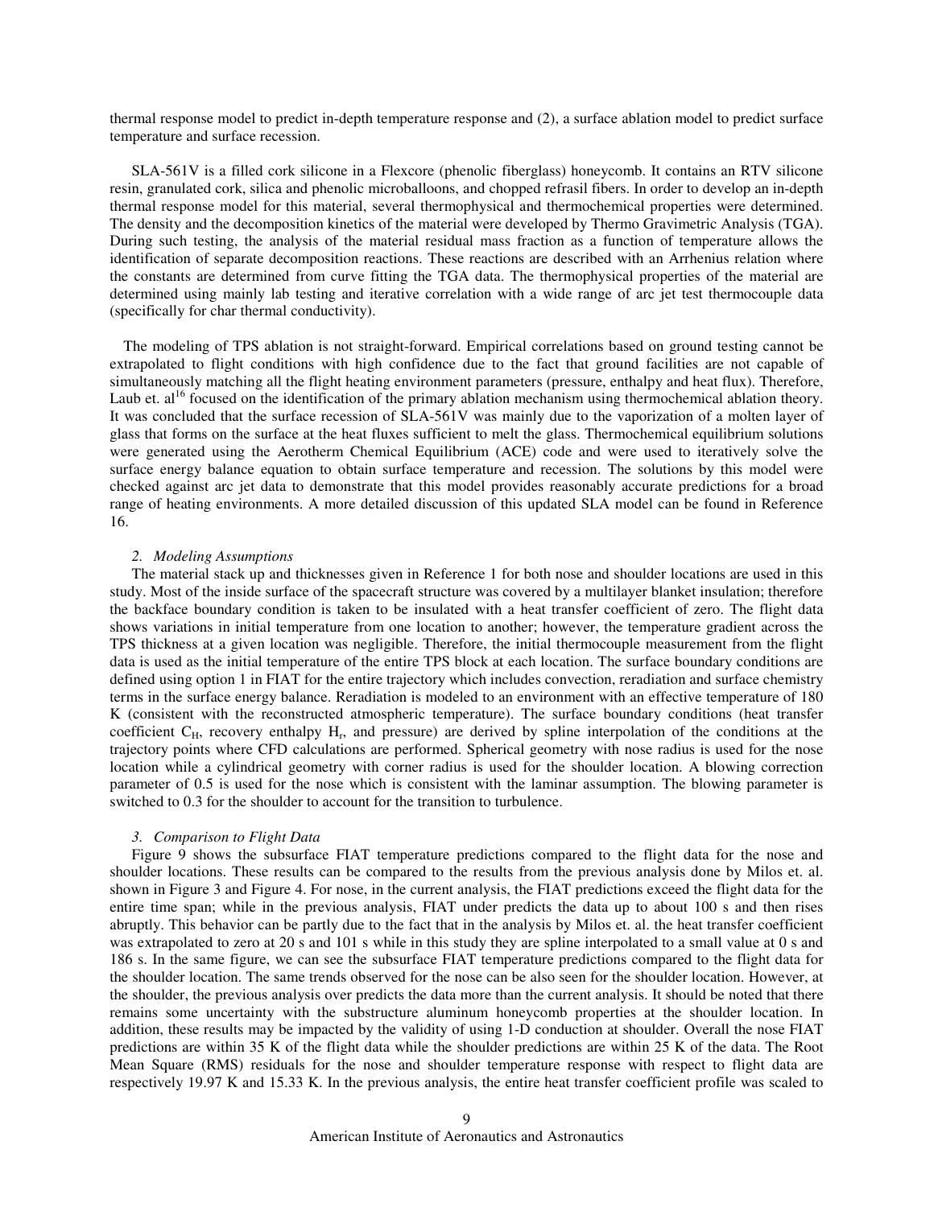thermal response model to predict in-depth temperature response and (2), a surface ablation model to predict surface temperature and surface recession.

SLA-561V is a filled cork silicone in a Flexcore (phenolic fiberglass) honeycomb. It contains an RTV silicone resin, granulated cork, silica and phenolic microballoons, and chopped refrasil fibers. In order to develop an in-depth thermal response model for this material, several thermophysical and thermochemical properties were determined. The density and the decomposition kinetics of the material were developed by Thermo Gravimetric Analysis (TGA). During such testing, the analysis of the material residual mass fraction as a function of temperature allows the identification of separate decomposition reactions. These reactions are described with an Arrhenius relation where the constants are determined from curve fitting the TGA data. The thermophysical properties of the material are determined using mainly lab testing and iterative correlation with a wide range of arc jet test thermocouple data (specifically for char thermal conductivity).

The modeling of TPS ablation is not straight-forward. Empirical correlations based on ground testing cannot be extrapolated to flight conditions with high confidence due to the fact that ground facilities are not capable of simultaneously matching all the flight heating environment parameters (pressure, enthalpy and heat flux). Therefore, Laub et. al[16] focused on the identification of the primary ablation mechanism using thermochemical ablation theory. It was concluded that the surface recession of SLA-561V was mainly due to the vaporization of a molten layer of glass that forms on the surface at the heat fluxes sufficient to melt the glass. Thermochemical equilibrium solutions were generated using the Aerotherm Chemical Equilibrium (ACE) code and were used to iteratively solve the surface energy balance equation to obtain surface temperature and recession. The solutions by this model were checked against arc jet data to demonstrate that this model provides reasonably accurate predictions for a broad range of heating environments. A more detailed discussion of this updated SLA model can be found in Reference 16.

#### *2. Modeling Assumptions*

The material stack up and thicknesses given in Reference 1 for both nose and shoulder locations are used in this study. Most of the inside surface of the spacecraft structure was covered by a multilayer blanket insulation; therefore the backface boundary condition is taken to be insulated with a heat transfer coefficient of zero. The flight data shows variations in initial temperature from one location to another; however, the temperature gradient across the TPS thickness at a given location was negligible. Therefore, the initial thermocouple measurement from the flight data is used as the initial temperature of the entire TPS block at each location. The surface boundary conditions are defined using option 1 in FIAT for the entire trajectory which includes convection, reradiation and surface chemistry terms in the surface energy balance. Reradiation is modeled to an environment with an effective temperature of 180 K (consistent with the reconstructed atmospheric temperature). The surface boundary conditions (heat transfer coefficient $C_H$, recovery enthalpy $H_r$, and pressure) are derived by spline interpolation of the conditions at the trajectory points where CFD calculations are performed. Spherical geometry with nose radius is used for the nose location while a cylindrical geometry with corner radius is used for the shoulder location. A blowing correction parameter of 0.5 is used for the nose which is consistent with the laminar assumption. The blowing parameter is switched to 0.3 for the shoulder to account for the transition to turbulence.

#### *3. Comparison to Flight Data*

Figure 9 shows the subsurface FIAT temperature predictions compared to the flight data for the nose and shoulder locations. These results can be compared to the results from the previous analysis done by Milos et. al. shown in Figure 3 and Figure 4. For nose, in the current analysis, the FIAT predictions exceed the flight data for the entire time span; while in the previous analysis, FIAT under predicts the data up to about 100 s and then rises abruptly. This behavior can be partly due to the fact that in the analysis by Milos et. al. the heat transfer coefficient was extrapolated to zero at 20 s and 101 s while in this study they are spline interpolated to a small value at 0 s and 186 s. In the same figure, we can see the subsurface FIAT temperature predictions compared to the flight data for the shoulder location. The same trends observed for the nose can be also seen for the shoulder location. However, at the shoulder, the previous analysis over predicts the data more than the current analysis. It should be noted that there remains some uncertainty with the substructure aluminum honeycomb properties at the shoulder location. In addition, these results may be impacted by the validity of using 1-D conduction at shoulder. Overall the nose FIAT predictions are within 35 K of the flight data while the shoulder predictions are within 25 K of the data. The Root Mean Square (RMS) residuals for the nose and shoulder temperature response with respect to flight data are respectively 19.97 K and 15.33 K. In the previous analysis, the entire heat transfer coefficient profile was scaled to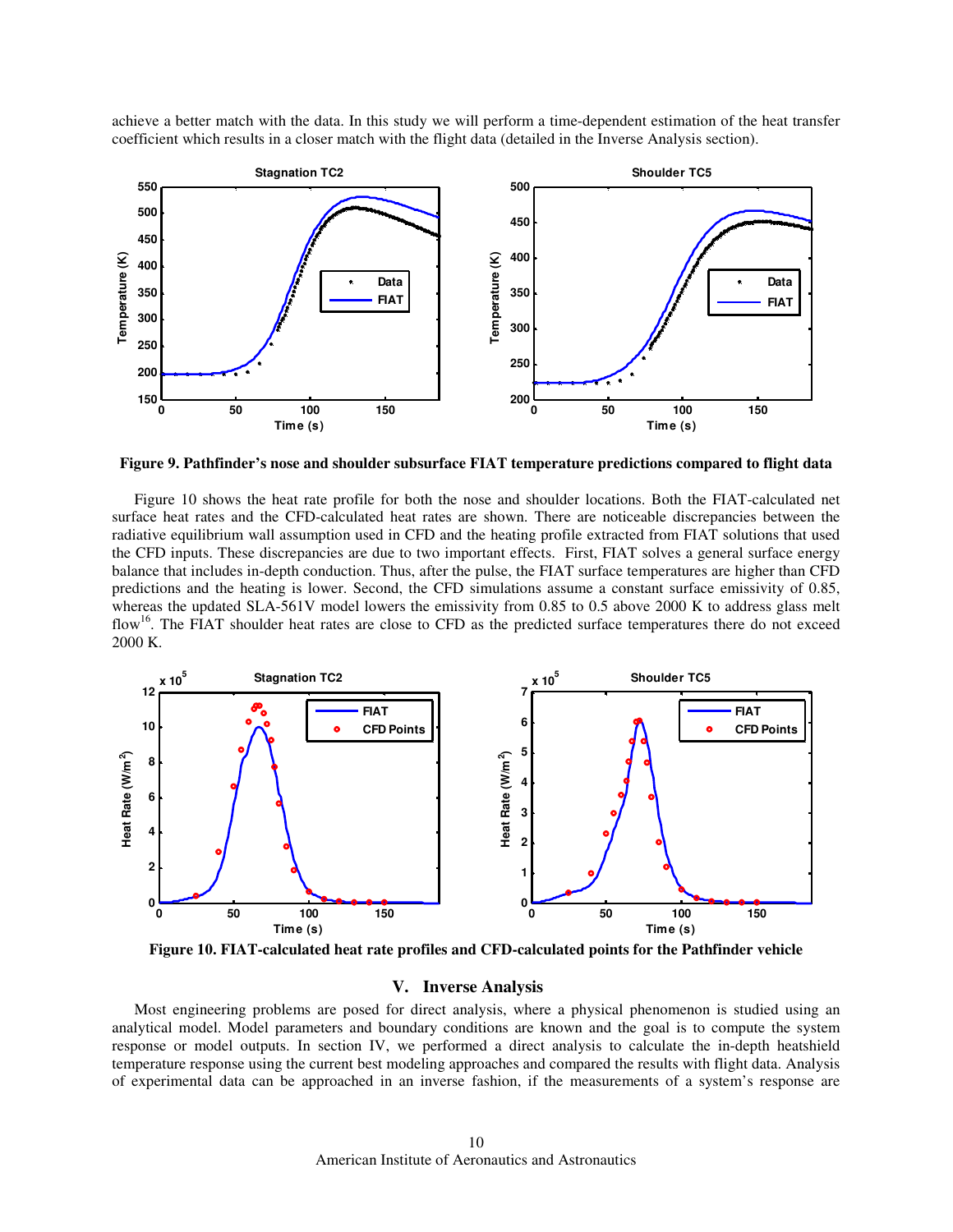achieve a better match with the data. In this study we will perform a time-dependent estimation of the heat transfer coefficient which results in a closer match with the flight data (detailed in the Inverse Analysis section).

**Figure 9. Pathfinder's nose and shoulder subsurface FIAT temperature predictions compared to flight data**

Figure 10 shows the heat rate profile for both the nose and shoulder locations. Both the FIAT-calculated net surface heat rates and the CFD-calculated heat rates are shown. There are noticeable discrepancies between the radiative equilibrium wall assumption used in CFD and the heating profile extracted from FIAT solutions that used the CFD inputs. These discrepancies are due to two important effects. First, FIAT solves a general surface energy balance that includes in-depth conduction. Thus, after the pulse, the FIAT surface temperatures are higher than CFD predictions and the heating is lower. Second, the CFD simulations assume a constant surface emissivity of 0.85, whereas the updated SLA-561V model lowers the emissivity from 0.85 to 0.5 above 2000 K to address glass melt flow[16]. The FIAT shoulder heat rates are close to CFD as the predicted surface temperatures there do not exceed 2000 K.

**Figure 10. FIAT-calculated heat rate profiles and CFD-calculated points for the Pathfinder vehicle**

## V. Inverse Analysis

Most engineering problems are posed for direct analysis, where a physical phenomenon is studied using an analytical model. Model parameters and boundary conditions are known and the goal is to compute the system response or model outputs. In section IV, we performed a direct analysis to calculate the in-depth heatshield temperature response using the current best modeling approaches and compared the results with flight data. Analysis of experimental data can be approached in an inverse fashion, if the measurements of a system's response are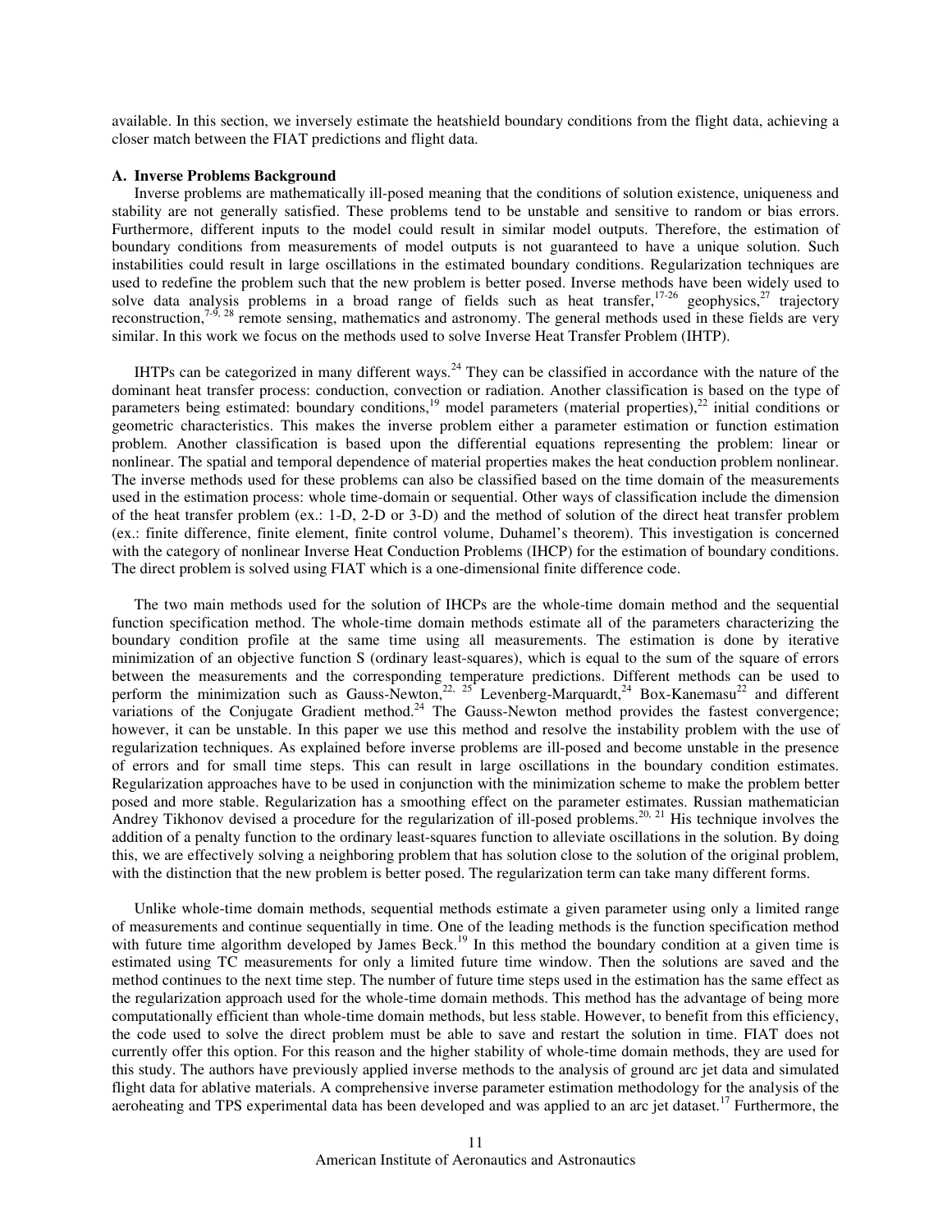available. In this section, we inversely estimate the heatshield boundary conditions from the flight data, achieving a closer match between the FIAT predictions and flight data.

### A. Inverse Problems Background

Inverse problems are mathematically ill-posed meaning that the conditions of solution existence, uniqueness and stability are not generally satisfied. These problems tend to be unstable and sensitive to random or bias errors. Furthermore, different inputs to the model could result in similar model outputs. Therefore, the estimation of boundary conditions from measurements of model outputs is not guaranteed to have a unique solution. Such instabilities could result in large oscillations in the estimated boundary conditions. Regularization techniques are used to redefine the problem such that the new problem is better posed. Inverse methods have been widely used to solve data analysis problems in a broad range of fields such as heat transfer,[17-26] geophysics,[27] trajectory reconstruction,[7-9, 28] remote sensing, mathematics and astronomy. The general methods used in these fields are very similar. In this work we focus on the methods used to solve Inverse Heat Transfer Problem (IHTP).

IHTPs can be categorized in many different ways.[24] They can be classified in accordance with the nature of the dominant heat transfer process: conduction, convection or radiation. Another classification is based on the type of parameters being estimated: boundary conditions,[19] model parameters (material properties),[22] initial conditions or geometric characteristics. This makes the inverse problem either a parameter estimation or function estimation problem. Another classification is based upon the differential equations representing the problem: linear or nonlinear. The spatial and temporal dependence of material properties makes the heat conduction problem nonlinear. The inverse methods used for these problems can also be classified based on the time domain of the measurements used in the estimation process: whole time-domain or sequential. Other ways of classification include the dimension of the heat transfer problem (ex.: 1-D, 2-D or 3-D) and the method of solution of the direct heat transfer problem (ex.: finite difference, finite element, finite control volume, Duhamel's theorem). This investigation is concerned with the category of nonlinear Inverse Heat Conduction Problems (IHCP) for the estimation of boundary conditions. The direct problem is solved using FIAT which is a one-dimensional finite difference code.

The two main methods used for the solution of IHCPs are the whole-time domain method and the sequential function specification method. The whole-time domain methods estimate all of the parameters characterizing the boundary condition profile at the same time using all measurements. The estimation is done by iterative minimization of an objective function S (ordinary least-squares), which is equal to the sum of the square of errors between the measurements and the corresponding temperature predictions. Different methods can be used to perform the minimization such as Gauss-Newton,[22, 25] Levenberg-Marquardt,[24] Box-Kanemasu[22] and different variations of the Conjugate Gradient method.[24] The Gauss-Newton method provides the fastest convergence; however, it can be unstable. In this paper we use this method and resolve the instability problem with the use of regularization techniques. As explained before inverse problems are ill-posed and become unstable in the presence of errors and for small time steps. This can result in large oscillations in the boundary condition estimates. Regularization approaches have to be used in conjunction with the minimization scheme to make the problem better posed and more stable. Regularization has a smoothing effect on the parameter estimates. Russian mathematician Andrey Tikhonov devised a procedure for the regularization of ill-posed problems.[20, 21] His technique involves the addition of a penalty function to the ordinary least-squares function to alleviate oscillations in the solution. By doing this, we are effectively solving a neighboring problem that has solution close to the solution of the original problem, with the distinction that the new problem is better posed. The regularization term can take many different forms.

Unlike whole-time domain methods, sequential methods estimate a given parameter using only a limited range of measurements and continue sequentially in time. One of the leading methods is the function specification method with future time algorithm developed by James Beck.[19] In this method the boundary condition at a given time is estimated using TC measurements for only a limited future time window. Then the solutions are saved and the method continues to the next time step. The number of future time steps used in the estimation has the same effect as the regularization approach used for the whole-time domain methods. This method has the advantage of being more computationally efficient than whole-time domain methods, but less stable. However, to benefit from this efficiency, the code used to solve the direct problem must be able to save and restart the solution in time. FIAT does not currently offer this option. For this reason and the higher stability of whole-time domain methods, they are used for this study. The authors have previously applied inverse methods to the analysis of ground arc jet data and simulated flight data for ablative materials. A comprehensive inverse parameter estimation methodology for the analysis of the aeroheating and TPS experimental data has been developed and was applied to an arc jet dataset.[17] Furthermore, the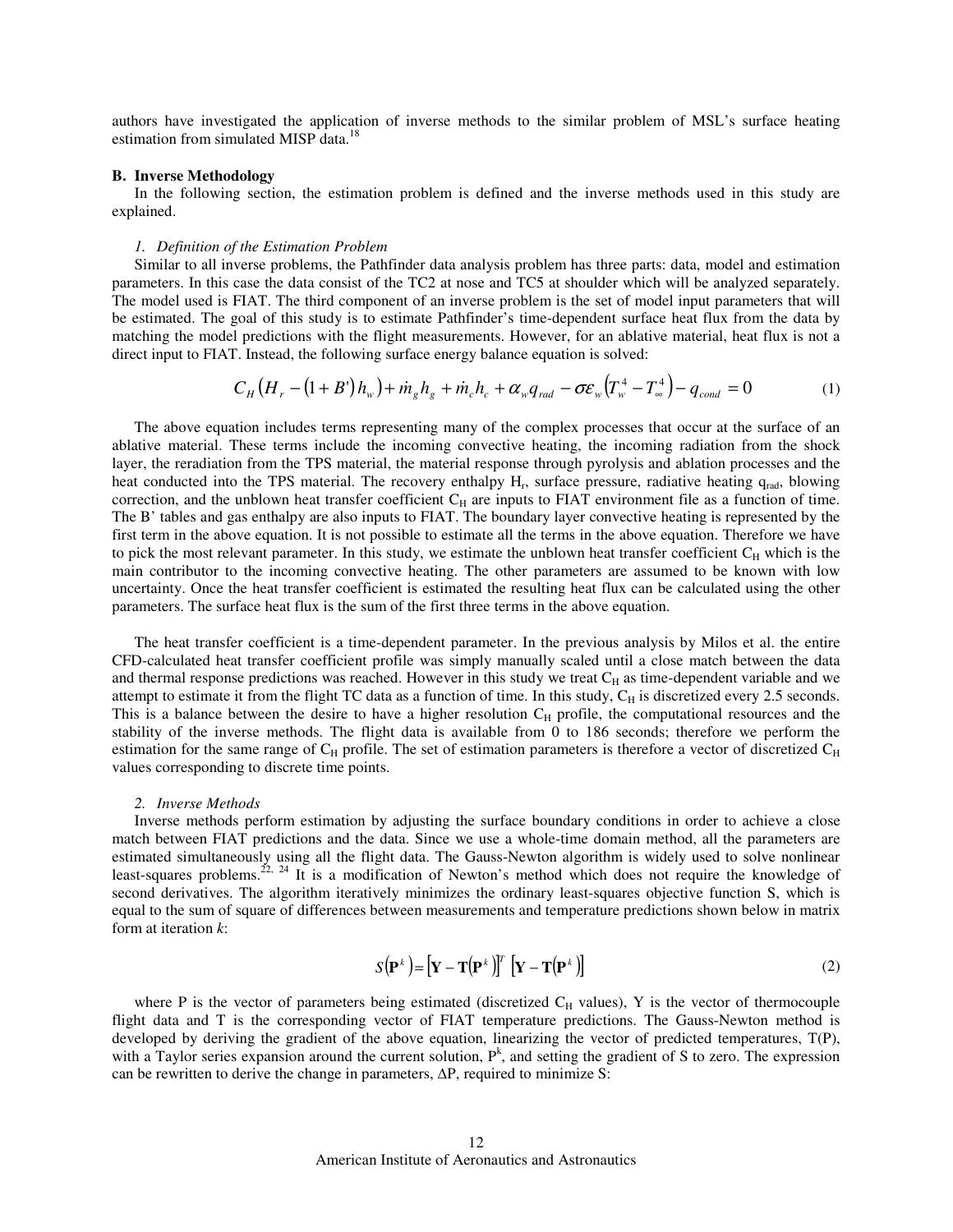authors have investigated the application of inverse methods to the similar problem of MSL's surface heating estimation from simulated MISP data.[18]

### B. Inverse Methodology

In the following section, the estimation problem is defined and the inverse methods used in this study are explained.

#### *1. Definition of the Estimation Problem*

Similar to all inverse problems, the Pathfinder data analysis problem has three parts: data, model and estimation parameters. In this case the data consist of the TC2 at nose and TC5 at shoulder which will be analyzed separately. The model used is FIAT. The third component of an inverse problem is the set of model input parameters that will be estimated. The goal of this study is to estimate Pathfinder's time-dependent surface heat flux from the data by matching the model predictions with the flight measurements. However, for an ablative material, heat flux is not a direct input to FIAT. Instead, the following surface energy balance equation is solved:

$$C_H\left(H_r - (1+B')h_w\right) + \dot{m}_g h_g + \dot{m}_c h_c + \alpha_w q_{rad} - \sigma\varepsilon_w\left(T_w^4 - T_\infty^4\right) - q_{cond} = 0 \tag{1}$$

The above equation includes terms representing many of the complex processes that occur at the surface of an ablative material. These terms include the incoming convective heating, the incoming radiation from the shock layer, the reradiation from the TPS material, the material response through pyrolysis and ablation processes and the heat conducted into the TPS material. The recovery enthalpy $H_r$, surface pressure, radiative heating $q_{rad}$, blowing correction, and the unblown heat transfer coefficient $C_H$ are inputs to FIAT environment file as a function of time. The B' tables and gas enthalpy are also inputs to FIAT. The boundary layer convective heating is represented by the first term in the above equation. It is not possible to estimate all the terms in the above equation. Therefore we have to pick the most relevant parameter. In this study, we estimate the unblown heat transfer coefficient $C_H$ which is the main contributor to the incoming convective heating. The other parameters are assumed to be known with low uncertainty. Once the heat transfer coefficient is estimated the resulting heat flux can be calculated using the other parameters. The surface heat flux is the sum of the first three terms in the above equation.

The heat transfer coefficient is a time-dependent parameter. In the previous analysis by Milos et al. the entire CFD-calculated heat transfer coefficient profile was simply manually scaled until a close match between the data and thermal response predictions was reached. However in this study we treat $C_H$ as time-dependent variable and we attempt to estimate it from the flight TC data as a function of time. In this study, $C_H$ is discretized every 2.5 seconds. This is a balance between the desire to have a higher resolution $C_H$ profile, the computational resources and the stability of the inverse methods. The flight data is available from 0 to 186 seconds; therefore we perform the estimation for the same range of $C_H$ profile. The set of estimation parameters is therefore a vector of discretized $C_H$ values corresponding to discrete time points.

#### *2. Inverse Methods*

Inverse methods perform estimation by adjusting the surface boundary conditions in order to achieve a close match between FIAT predictions and the data. Since we use a whole-time domain method, all the parameters are estimated simultaneously using all the flight data. The Gauss-Newton algorithm is widely used to solve nonlinear least-squares problems.[22, 24] It is a modification of Newton's method which does not require the knowledge of second derivatives. The algorithm iteratively minimizes the ordinary least-squares objective function S, which is equal to the sum of square of differences between measurements and temperature predictions shown below in matrix form at iteration *k*:

$$S\left(\mathbf{P}^k\right) = \left[\mathbf{Y} - \mathbf{T}\left(\mathbf{P}^k\right)\right]^T \left[\mathbf{Y} - \mathbf{T}\left(\mathbf{P}^k\right)\right] \tag{2}$$

where P is the vector of parameters being estimated (discretized $C_H$ values), Y is the vector of thermocouple flight data and T is the corresponding vector of FIAT temperature predictions. The Gauss-Newton method is developed by deriving the gradient of the above equation, linearizing the vector of predicted temperatures, T(P), with a Taylor series expansion around the current solution, $P^k$, and setting the gradient of S to zero. The expression can be rewritten to derive the change in parameters, $\Delta P$, required to minimize S: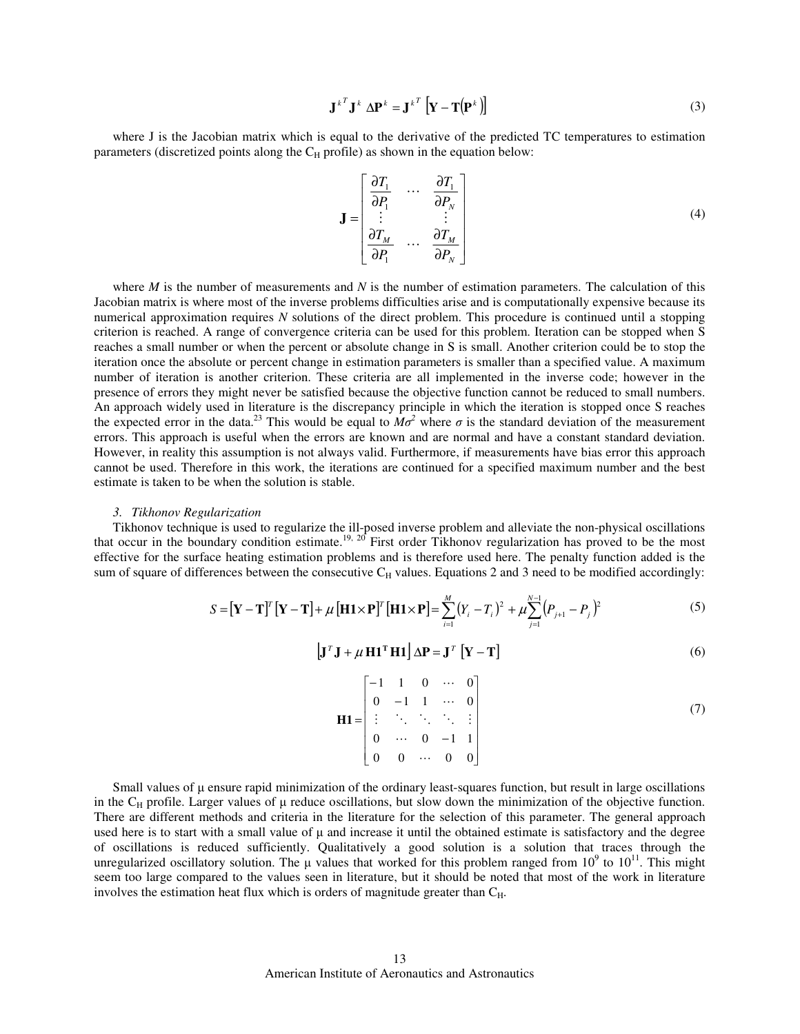$$\mathbf{J}^{k^T}\mathbf{J}^k\ \Delta\mathbf{P}^k = \mathbf{J}^{k^T}\left[\mathbf{Y} - \mathbf{T}\left(\mathbf{P}^k\right)\right] \tag{3}$$

where J is the Jacobian matrix which is equal to the derivative of the predicted TC temperatures to estimation parameters (discretized points along the $C_H$ profile) as shown in the equation below:

$$\mathbf{J} = \begin{bmatrix} \dfrac{\partial T_1}{\partial P_1} & \cdots & \dfrac{\partial T_1}{\partial P_N} \\ \vdots & & \vdots \\ \dfrac{\partial T_M}{\partial P_1} & \cdots & \dfrac{\partial T_M}{\partial P_N} \end{bmatrix} \tag{4}$$

where $M$ is the number of measurements and $N$ is the number of estimation parameters. The calculation of this Jacobian matrix is where most of the inverse problems difficulties arise and is computationally expensive because its numerical approximation requires $N$ solutions of the direct problem. This procedure is continued until a stopping criterion is reached. A range of convergence criteria can be used for this problem. Iteration can be stopped when S reaches a small number or when the percent or absolute change in S is small. Another criterion could be to stop the iteration once the absolute or percent change in estimation parameters is smaller than a specified value. A maximum number of iteration is another criterion. These criteria are all implemented in the inverse code; however in the presence of errors they might never be satisfied because the objective function cannot be reduced to small numbers. An approach widely used in literature is the discrepancy principle in which the iteration is stopped once S reaches the expected error in the data.[23] This would be equal to $M\sigma^2$ where $\sigma$ is the standard deviation of the measurement errors. This approach is useful when the errors are known and are normal and have a constant standard deviation. However, in reality this assumption is not always valid. Furthermore, if measurements have bias error this approach cannot be used. Therefore in this work, the iterations are continued for a specified maximum number and the best estimate is taken to be when the solution is stable.

### *3. Tikhonov Regularization*

Tikhonov technique is used to regularize the ill-posed inverse problem and alleviate the non-physical oscillations that occur in the boundary condition estimate.[19, 20] First order Tikhonov regularization has proved to be the most effective for the surface heating estimation problems and is therefore used here. The penalty function added is the sum of square of differences between the consecutive $C_H$ values. Equations 2 and 3 need to be modified accordingly:

$$S = [\mathbf{Y} - \mathbf{T}]^T[\mathbf{Y} - \mathbf{T}] + \mu[\mathbf{H1}\times\mathbf{P}]^T[\mathbf{H1}\times\mathbf{P}] = \sum_{i=1}^{M}(Y_i - T_i)^2 + \mu\sum_{j=1}^{N-1}(P_{j+1} - P_j)^2 \tag{5}$$

$$\left[\mathbf{J}^T\mathbf{J} + \mu\,\mathbf{H1}^{\mathbf{T}}\mathbf{H1}\right]\Delta\mathbf{P} = \mathbf{J}^T\left[\mathbf{Y} - \mathbf{T}\right] \tag{6}$$

$$\mathbf{H1} = \begin{bmatrix} -1 & 1 & 0 & \cdots & 0 \\ 0 & -1 & 1 & \cdots & 0 \\ \vdots & \ddots & \ddots & \ddots & \vdots \\ 0 & \cdots & 0 & -1 & 1 \\ 0 & 0 & \cdots & 0 & 0 \end{bmatrix} \tag{7}$$

Small values of μ ensure rapid minimization of the ordinary least-squares function, but result in large oscillations in the $C_H$ profile. Larger values of μ reduce oscillations, but slow down the minimization of the objective function. There are different methods and criteria in the literature for the selection of this parameter. The general approach used here is to start with a small value of μ and increase it until the obtained estimate is satisfactory and the degree of oscillations is reduced sufficiently. Qualitatively a good solution is a solution that traces through the unregularized oscillatory solution. The μ values that worked for this problem ranged from $10^9$ to $10^{11}$. This might seem too large compared to the values seen in literature, but it should be noted that most of the work in literature involves the estimation heat flux which is orders of magnitude greater than $C_H$.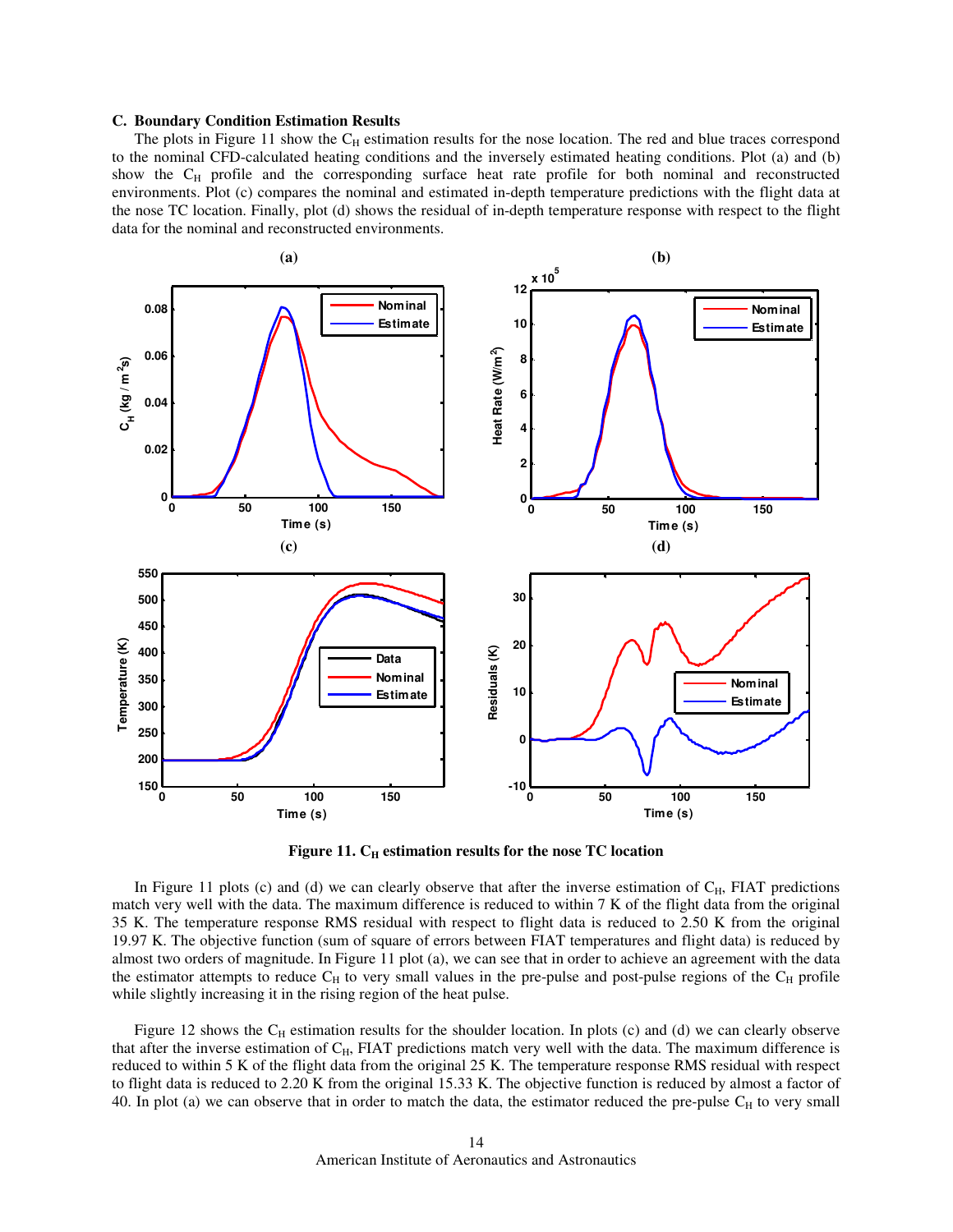### C. Boundary Condition Estimation Results

The plots in Figure 11 show the $C_H$ estimation results for the nose location. The red and blue traces correspond to the nominal CFD-calculated heating conditions and the inversely estimated heating conditions. Plot (a) and (b) show the $C_H$ profile and the corresponding surface heat rate profile for both nominal and reconstructed environments. Plot (c) compares the nominal and estimated in-depth temperature predictions with the flight data at the nose TC location. Finally, plot (d) shows the residual of in-depth temperature response with respect to the flight data for the nominal and reconstructed environments.

**Figure 11. $C_H$ estimation results for the nose TC location**

In Figure 11 plots (c) and (d) we can clearly observe that after the inverse estimation of $C_H$, FIAT predictions match very well with the data. The maximum difference is reduced to within 7 K of the flight data from the original 35 K. The temperature response RMS residual with respect to flight data is reduced to 2.50 K from the original 19.97 K. The objective function (sum of square of errors between FIAT temperatures and flight data) is reduced by almost two orders of magnitude. In Figure 11 plot (a), we can see that in order to achieve an agreement with the data the estimator attempts to reduce $C_H$ to very small values in the pre-pulse and post-pulse regions of the $C_H$ profile while slightly increasing it in the rising region of the heat pulse.

Figure 12 shows the $C_H$ estimation results for the shoulder location. In plots (c) and (d) we can clearly observe that after the inverse estimation of $C_H$, FIAT predictions match very well with the data. The maximum difference is reduced to within 5 K of the flight data from the original 25 K. The temperature response RMS residual with respect to flight data is reduced to 2.20 K from the original 15.33 K. The objective function is reduced by almost a factor of 40. In plot (a) we can observe that in order to match the data, the estimator reduced the pre-pulse $C_H$ to very small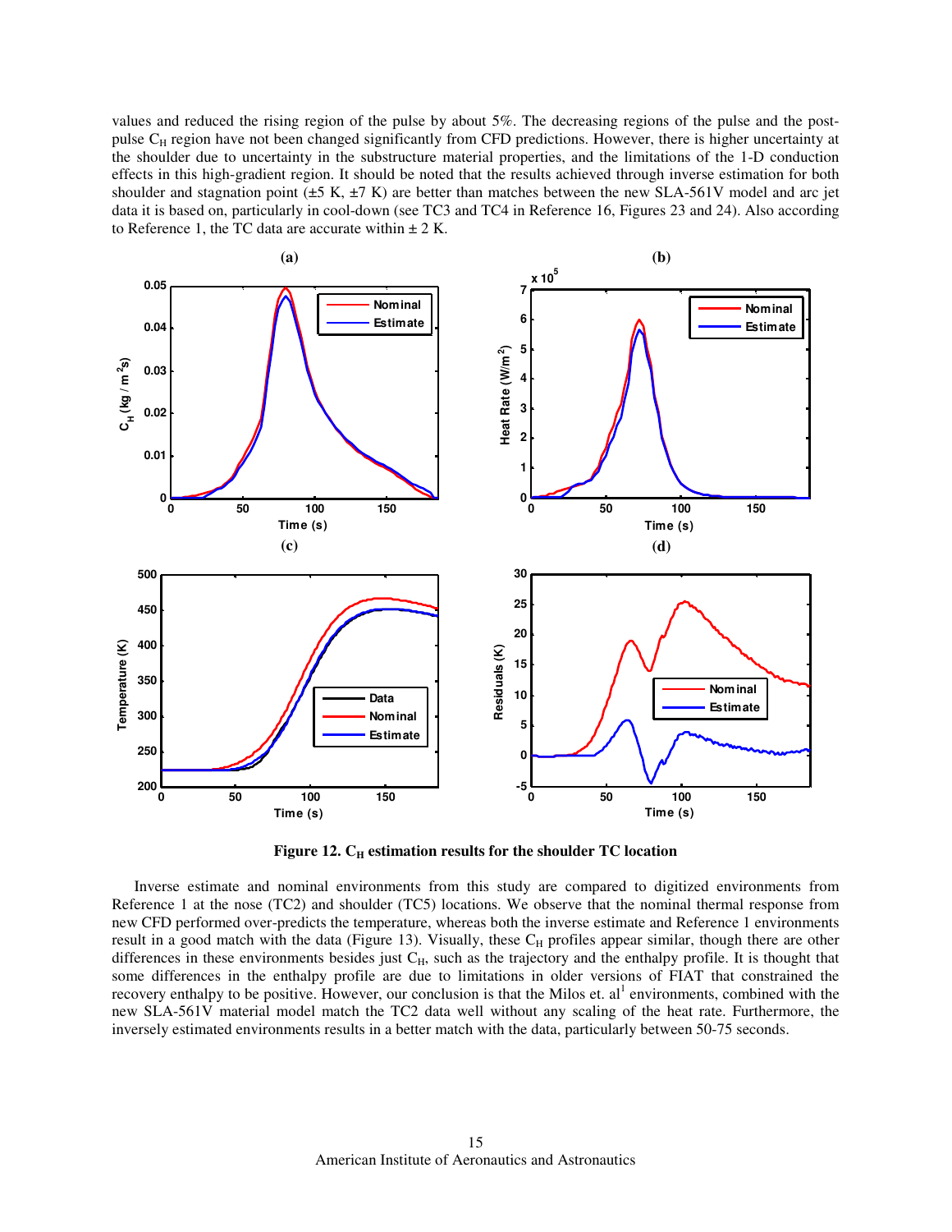values and reduced the rising region of the pulse by about 5%. The decreasing regions of the pulse and the post-pulse $C_H$ region have not been changed significantly from CFD predictions. However, there is higher uncertainty at the shoulder due to uncertainty in the substructure material properties, and the limitations of the 1-D conduction effects in this high-gradient region. It should be noted that the results achieved through inverse estimation for both shoulder and stagnation point (±5 K, ±7 K) are better than matches between the new SLA-561V model and arc jet data it is based on, particularly in cool-down (see TC3 and TC4 in Reference 16, Figures 23 and 24). Also according to Reference 1, the TC data are accurate within ± 2 K.

**Figure 12. $C_H$ estimation results for the shoulder TC location**

Inverse estimate and nominal environments from this study are compared to digitized environments from Reference 1 at the nose (TC2) and shoulder (TC5) locations. We observe that the nominal thermal response from new CFD performed over-predicts the temperature, whereas both the inverse estimate and Reference 1 environments result in a good match with the data (Figure 13). Visually, these $C_H$ profiles appear similar, though there are other differences in these environments besides just $C_H$, such as the trajectory and the enthalpy profile. It is thought that some differences in the enthalpy profile are due to limitations in older versions of FIAT that constrained the recovery enthalpy to be positive. However, our conclusion is that the Milos et. al[1] environments, combined with the new SLA-561V material model match the TC2 data well without any scaling of the heat rate. Furthermore, the inversely estimated environments results in a better match with the data, particularly between 50-75 seconds.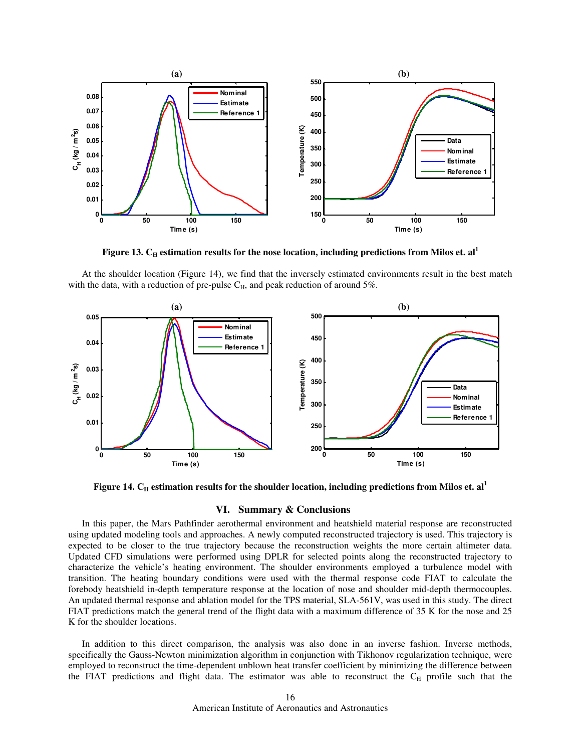Figure 13. $C_H$ estimation results for the nose location, including predictions from Milos et. al[1]

At the shoulder location (Figure 14), we find that the inversely estimated environments result in the best match with the data, with a reduction of pre-pulse $C_H$, and peak reduction of around 5%.

Figure 14. $C_H$ estimation results for the shoulder location, including predictions from Milos et. al[1]

## VI. Summary & Conclusions

In this paper, the Mars Pathfinder aerothermal environment and heatshield material response are reconstructed using updated modeling tools and approaches. A newly computed reconstructed trajectory is used. This trajectory is expected to be closer to the true trajectory because the reconstruction weights the more certain altimeter data. Updated CFD simulations were performed using DPLR for selected points along the reconstructed trajectory to characterize the vehicle's heating environment. The shoulder environments employed a turbulence model with transition. The heating boundary conditions were used with the thermal response code FIAT to calculate the forebody heatshield in-depth temperature response at the location of nose and shoulder mid-depth thermocouples. An updated thermal response and ablation model for the TPS material, SLA-561V, was used in this study. The direct FIAT predictions match the general trend of the flight data with a maximum difference of 35 K for the nose and 25 K for the shoulder locations.

In addition to this direct comparison, the analysis was also done in an inverse fashion. Inverse methods, specifically the Gauss-Newton minimization algorithm in conjunction with Tikhonov regularization technique, were employed to reconstruct the time-dependent unblown heat transfer coefficient by minimizing the difference between the FIAT predictions and flight data. The estimator was able to reconstruct the $C_H$ profile such that the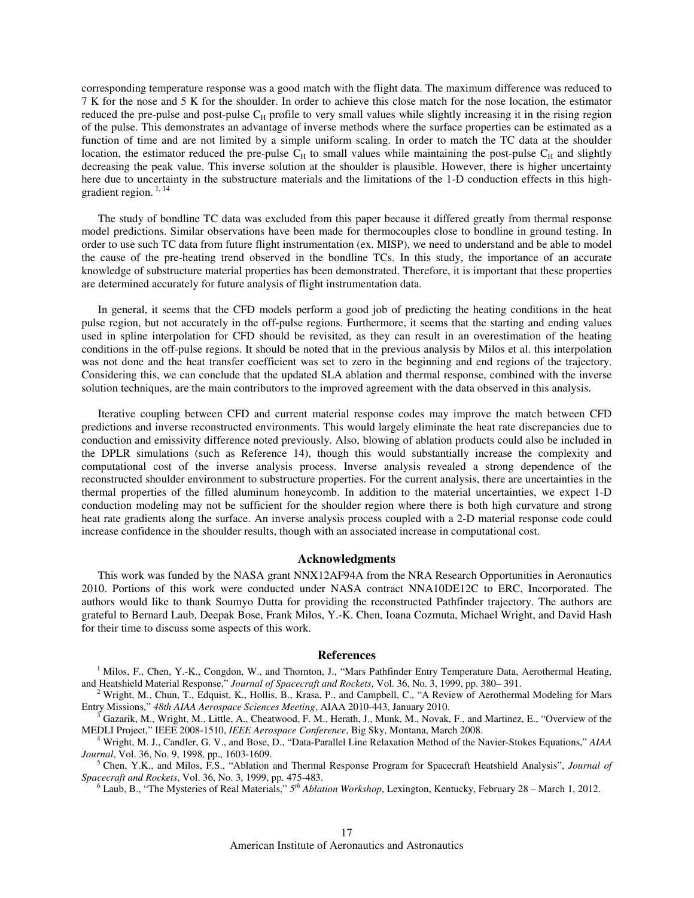corresponding temperature response was a good match with the flight data. The maximum difference was reduced to 7 K for the nose and 5 K for the shoulder. In order to achieve this close match for the nose location, the estimator reduced the pre-pulse and post-pulse $C_H$ profile to very small values while slightly increasing it in the rising region of the pulse. This demonstrates an advantage of inverse methods where the surface properties can be estimated as a function of time and are not limited by a simple uniform scaling. In order to match the TC data at the shoulder location, the estimator reduced the pre-pulse $C_H$ to small values while maintaining the post-pulse $C_H$ and slightly decreasing the peak value. This inverse solution at the shoulder is plausible. However, there is higher uncertainty here due to uncertainty in the substructure materials and the limitations of the 1-D conduction effects in this high-gradient region. [1, 14]

The study of bondline TC data was excluded from this paper because it differed greatly from thermal response model predictions. Similar observations have been made for thermocouples close to bondline in ground testing. In order to use such TC data from future flight instrumentation (ex. MISP), we need to understand and be able to model the cause of the pre-heating trend observed in the bondline TCs. In this study, the importance of an accurate knowledge of substructure material properties has been demonstrated. Therefore, it is important that these properties are determined accurately for future analysis of flight instrumentation data.

In general, it seems that the CFD models perform a good job of predicting the heating conditions in the heat pulse region, but not accurately in the off-pulse regions. Furthermore, it seems that the starting and ending values used in spline interpolation for CFD should be revisited, as they can result in an overestimation of the heating conditions in the off-pulse regions. It should be noted that in the previous analysis by Milos et al. this interpolation was not done and the heat transfer coefficient was set to zero in the beginning and end regions of the trajectory. Considering this, we can conclude that the updated SLA ablation and thermal response, combined with the inverse solution techniques, are the main contributors to the improved agreement with the data observed in this analysis.

Iterative coupling between CFD and current material response codes may improve the match between CFD predictions and inverse reconstructed environments. This would largely eliminate the heat rate discrepancies due to conduction and emissivity difference noted previously. Also, blowing of ablation products could also be included in the DPLR simulations (such as Reference 14), though this would substantially increase the complexity and computational cost of the inverse analysis process. Inverse analysis revealed a strong dependence of the reconstructed shoulder environment to substructure properties. For the current analysis, there are uncertainties in the thermal properties of the filled aluminum honeycomb. In addition to the material uncertainties, we expect 1-D conduction modeling may not be sufficient for the shoulder region where there is both high curvature and strong heat rate gradients along the surface. An inverse analysis process coupled with a 2-D material response code could increase confidence in the shoulder results, though with an associated increase in computational cost.

## Acknowledgments

This work was funded by the NASA grant NNX12AF94A from the NRA Research Opportunities in Aeronautics 2010. Portions of this work were conducted under NASA contract NNA10DE12C to ERC, Incorporated. The authors would like to thank Soumyo Dutta for providing the reconstructed Pathfinder trajectory. The authors are grateful to Bernard Laub, Deepak Bose, Frank Milos, Y.-K. Chen, Ioana Cozmuta, Michael Wright, and David Hash for their time to discuss some aspects of this work.

## References

[1] Milos, F., Chen, Y.-K., Congdon, W., and Thornton, J., "Mars Pathfinder Entry Temperature Data, Aerothermal Heating, and Heatshield Material Response," *Journal of Spacecraft and Rockets*, Vol. 36, No. 3, 1999, pp. 380– 391.

[2] Wright, M., Chun, T., Edquist, K., Hollis, B., Krasa, P., and Campbell, C., "A Review of Aerothermal Modeling for Mars Entry Missions," *48th AIAA Aerospace Sciences Meeting*, AIAA 2010-443, January 2010.

[3] Gazarik, M., Wright, M., Little, A., Cheatwood, F. M., Herath, J., Munk, M., Novak, F., and Martinez, E., "Overview of the MEDLI Project," IEEE 2008-1510, *IEEE Aerospace Conference*, Big Sky, Montana, March 2008.

[4] Wright, M. J., Candler, G. V., and Bose, D., "Data-Parallel Line Relaxation Method of the Navier-Stokes Equations," *AIAA Journal*, Vol. 36, No. 9, 1998, pp., 1603-1609.

[5] Chen, Y.K., and Milos, F.S., "Ablation and Thermal Response Program for Spacecraft Heatshield Analysis", *Journal of Spacecraft and Rockets*, Vol. 36, No. 3, 1999, pp. 475-483.

[6] Laub, B., "The Mysteries of Real Materials," *5th Ablation Workshop*, Lexington, Kentucky, February 28 – March 1, 2012.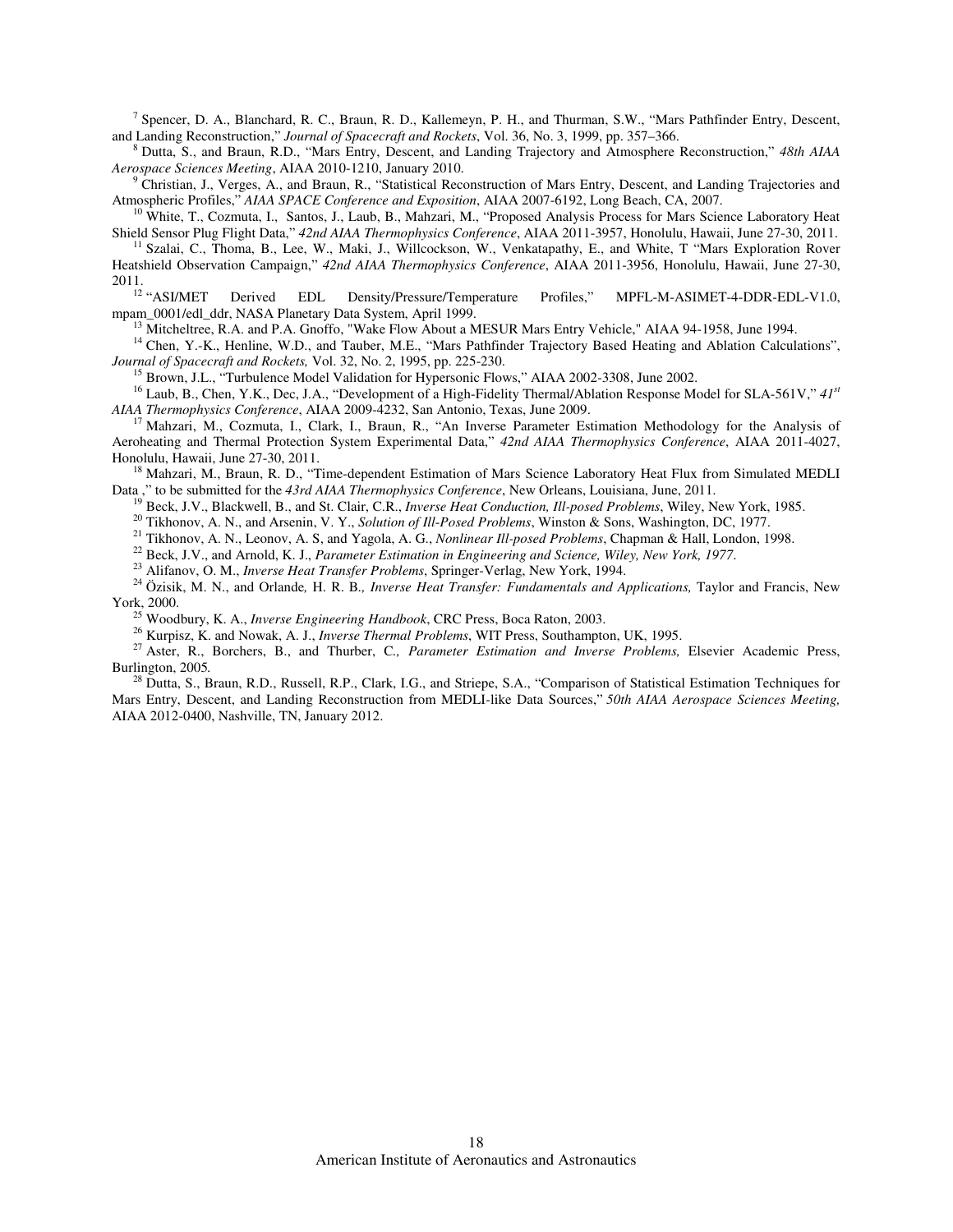[7] Spencer, D. A., Blanchard, R. C., Braun, R. D., Kallemeyn, P. H., and Thurman, S.W., "Mars Pathfinder Entry, Descent, and Landing Reconstruction," *Journal of Spacecraft and Rockets*, Vol. 36, No. 3, 1999, pp. 357–366.

[8] Dutta, S., and Braun, R.D., "Mars Entry, Descent, and Landing Trajectory and Atmosphere Reconstruction," *48th AIAA Aerospace Sciences Meeting*, AIAA 2010-1210, January 2010.

[9] Christian, J., Verges, A., and Braun, R., "Statistical Reconstruction of Mars Entry, Descent, and Landing Trajectories and Atmospheric Profiles," *AIAA SPACE Conference and Exposition*, AIAA 2007-6192, Long Beach, CA, 2007.

[10] White, T., Cozmuta, I., Santos, J., Laub, B., Mahzari, M., "Proposed Analysis Process for Mars Science Laboratory Heat Shield Sensor Plug Flight Data," *42nd AIAA Thermophysics Conference*, AIAA 2011-3957, Honolulu, Hawaii, June 27-30, 2011.

[11] Szalai, C., Thoma, B., Lee, W., Maki, J., Willcockson, W., Venkatapathy, E., and White, T "Mars Exploration Rover Heatshield Observation Campaign," *42nd AIAA Thermophysics Conference*, AIAA 2011-3956, Honolulu, Hawaii, June 27-30, 2011.

[12] "ASI/MET Derived EDL Density/Pressure/Temperature Profiles," MPFL-M-ASIMET-4-DDR-EDL-V1.0, mpam_0001/edl_ddr, NASA Planetary Data System, April 1999.

[13] Mitcheltree, R.A. and P.A. Gnoffo, "Wake Flow About a MESUR Mars Entry Vehicle," AIAA 94-1958, June 1994.

[14] Chen, Y.-K., Henline, W.D., and Tauber, M.E., "Mars Pathfinder Trajectory Based Heating and Ablation Calculations", *Journal of Spacecraft and Rockets,* Vol. 32, No. 2, 1995, pp. 225-230.

[15] Brown, J.L., "Turbulence Model Validation for Hypersonic Flows," AIAA 2002-3308, June 2002.

[16] Laub, B., Chen, Y.K., Dec, J.A., "Development of a High-Fidelity Thermal/Ablation Response Model for SLA-561V," *41st AIAA Thermophysics Conference*, AIAA 2009-4232, San Antonio, Texas, June 2009.

[17] Mahzari, M., Cozmuta, I., Clark, I., Braun, R., "An Inverse Parameter Estimation Methodology for the Analysis of Aeroheating and Thermal Protection System Experimental Data," *42nd AIAA Thermophysics Conference*, AIAA 2011-4027, Honolulu, Hawaii, June 27-30, 2011.

[18] Mahzari, M., Braun, R. D., "Time-dependent Estimation of Mars Science Laboratory Heat Flux from Simulated MEDLI Data ," to be submitted for the *43rd AIAA Thermophysics Conference*, New Orleans, Louisiana, June, 2011.

[19] Beck, J.V., Blackwell, B., and St. Clair, C.R., *Inverse Heat Conduction, Ill-posed Problems*, Wiley, New York, 1985.

[20] Tikhonov, A. N., and Arsenin, V. Y., *Solution of Ill-Posed Problems*, Winston & Sons, Washington, DC, 1977.

[21] Tikhonov, A. N., Leonov, A. S, and Yagola, A. G., *Nonlinear Ill-posed Problems*, Chapman & Hall, London, 1998.

[22] Beck, J.V., and Arnold, K. J., *Parameter Estimation in Engineering and Science, Wiley, New York, 1977*.

[23] Alifanov, O. M., *Inverse Heat Transfer Problems*, Springer-Verlag, New York, 1994.

[24] Özisik, M. N., and Orlande*,* H. R. B.*, Inverse Heat Transfer: Fundamentals and Applications,* Taylor and Francis, New York, 2000.

[25] Woodbury, K. A., *Inverse Engineering Handbook*, CRC Press, Boca Raton, 2003.

[26] Kurpisz, K. and Nowak, A. J., *Inverse Thermal Problems*, WIT Press, Southampton, UK, 1995.

[27] Aster, R., Borchers, B., and Thurber, C.*, Parameter Estimation and Inverse Problems,* Elsevier Academic Press, Burlington, 2005*.*

[28] Dutta, S., Braun, R.D., Russell, R.P., Clark, I.G., and Striepe, S.A., "Comparison of Statistical Estimation Techniques for Mars Entry, Descent, and Landing Reconstruction from MEDLI-like Data Sources," *50th AIAA Aerospace Sciences Meeting,* AIAA 2012-0400, Nashville, TN, January 2012.